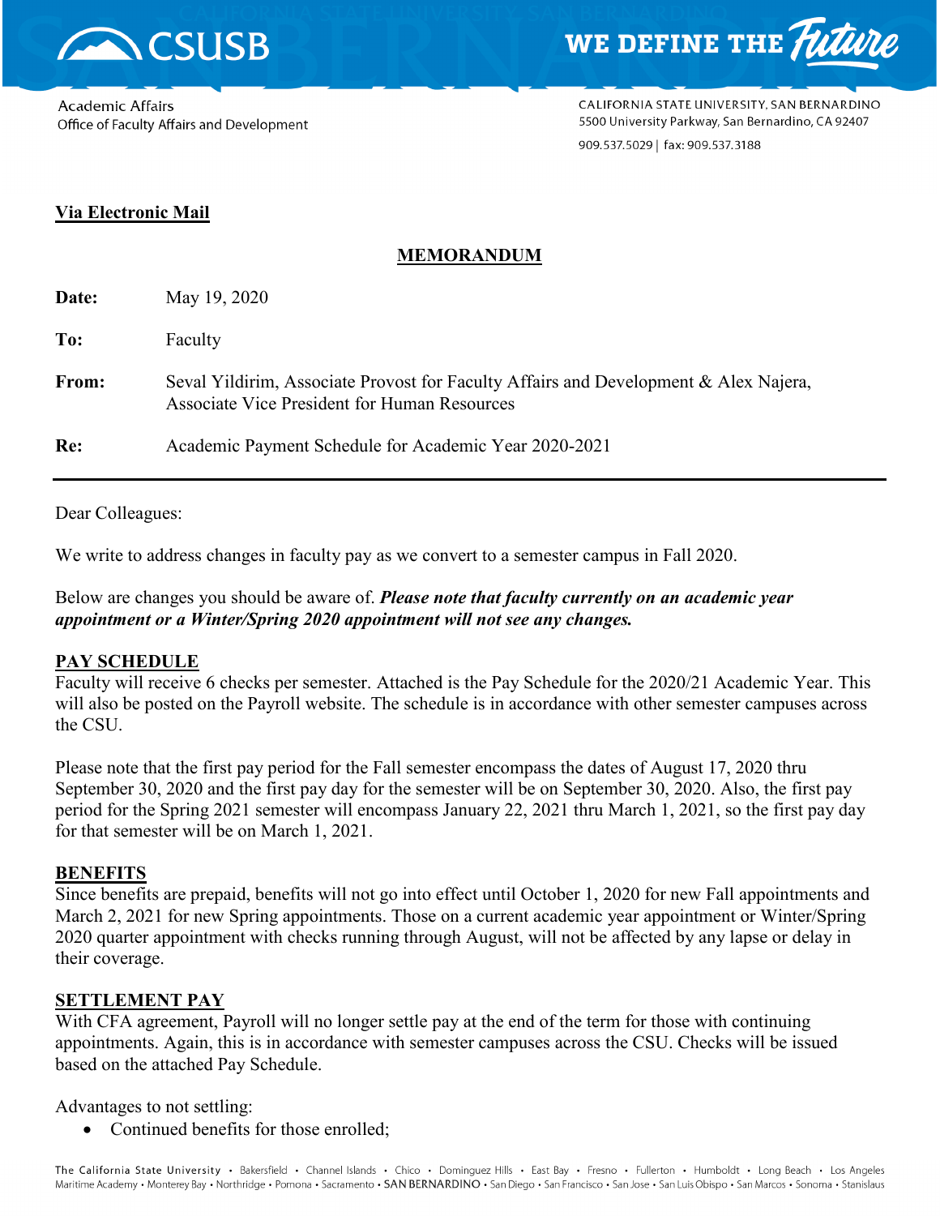CSUSB — WE DEFINE THE *Future*

Academic Affairs
Office of Faculty Affairs and Development

CALIFORNIA STATE UNIVERSITY, SAN BERNARDINO
5500 University Parkway, San Bernardino, CA 92407
909.537.5029 | fax: 909.537.3188

**Via Electronic Mail**

# MEMORANDUM

**Date:** May 19, 2020

**To:** Faculty

**From:** Seval Yildirim, Associate Provost for Faculty Affairs and Development & Alex Najera, Associate Vice President for Human Resources

**Re:** Academic Payment Schedule for Academic Year 2020-2021

---

Dear Colleagues:

We write to address changes in faculty pay as we convert to a semester campus in Fall 2020.

Below are changes you should be aware of. ***Please note that faculty currently on an academic year appointment or a Winter/Spring 2020 appointment will not see any changes.***

## PAY SCHEDULE

Faculty will receive 6 checks per semester. Attached is the Pay Schedule for the 2020/21 Academic Year. This will also be posted on the Payroll website. The schedule is in accordance with other semester campuses across the CSU.

Please note that the first pay period for the Fall semester encompass the dates of August 17, 2020 thru September 30, 2020 and the first pay day for the semester will be on September 30, 2020. Also, the first pay period for the Spring 2021 semester will encompass January 22, 2021 thru March 1, 2021, so the first pay day for that semester will be on March 1, 2021.

## BENEFITS

Since benefits are prepaid, benefits will not go into effect until October 1, 2020 for new Fall appointments and March 2, 2021 for new Spring appointments. Those on a current academic year appointment or Winter/Spring 2020 quarter appointment with checks running through August, will not be affected by any lapse or delay in their coverage.

## SETTLEMENT PAY

With CFA agreement, Payroll will no longer settle pay at the end of the term for those with continuing appointments. Again, this is in accordance with semester campuses across the CSU. Checks will be issued based on the attached Pay Schedule.

Advantages to not settling:

- Continued benefits for those enrolled;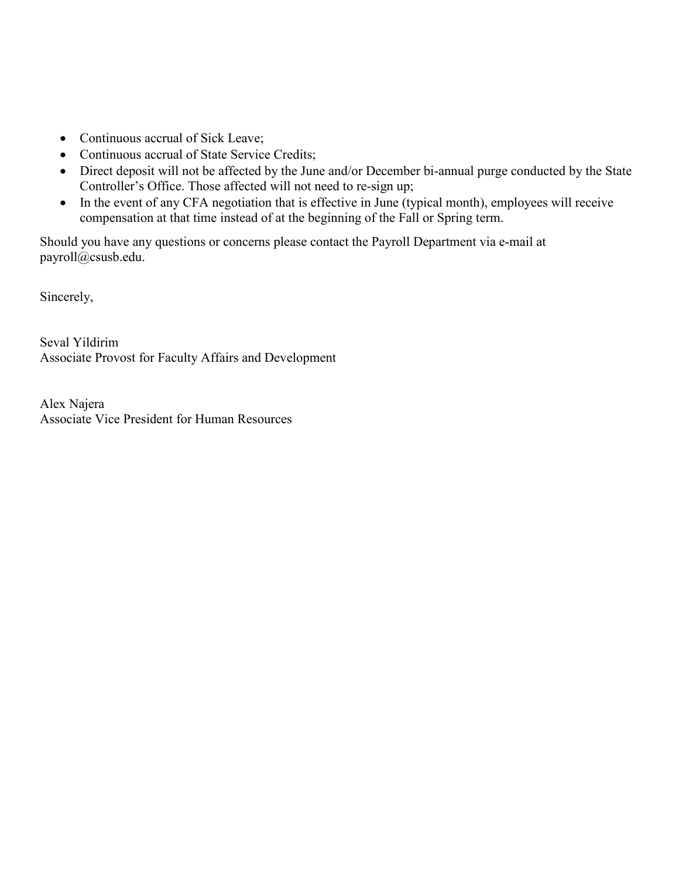- Continuous accrual of Sick Leave;
- Continuous accrual of State Service Credits;
- Direct deposit will not be affected by the June and/or December bi-annual purge conducted by the State Controller's Office. Those affected will not need to re-sign up;
- In the event of any CFA negotiation that is effective in June (typical month), employees will receive compensation at that time instead of at the beginning of the Fall or Spring term.

Should you have any questions or concerns please contact the Payroll Department via e-mail at payroll@csusb.edu.

Sincerely,

Seval Yildirim
Associate Provost for Faculty Affairs and Development

Alex Najera
Associate Vice President for Human Resources